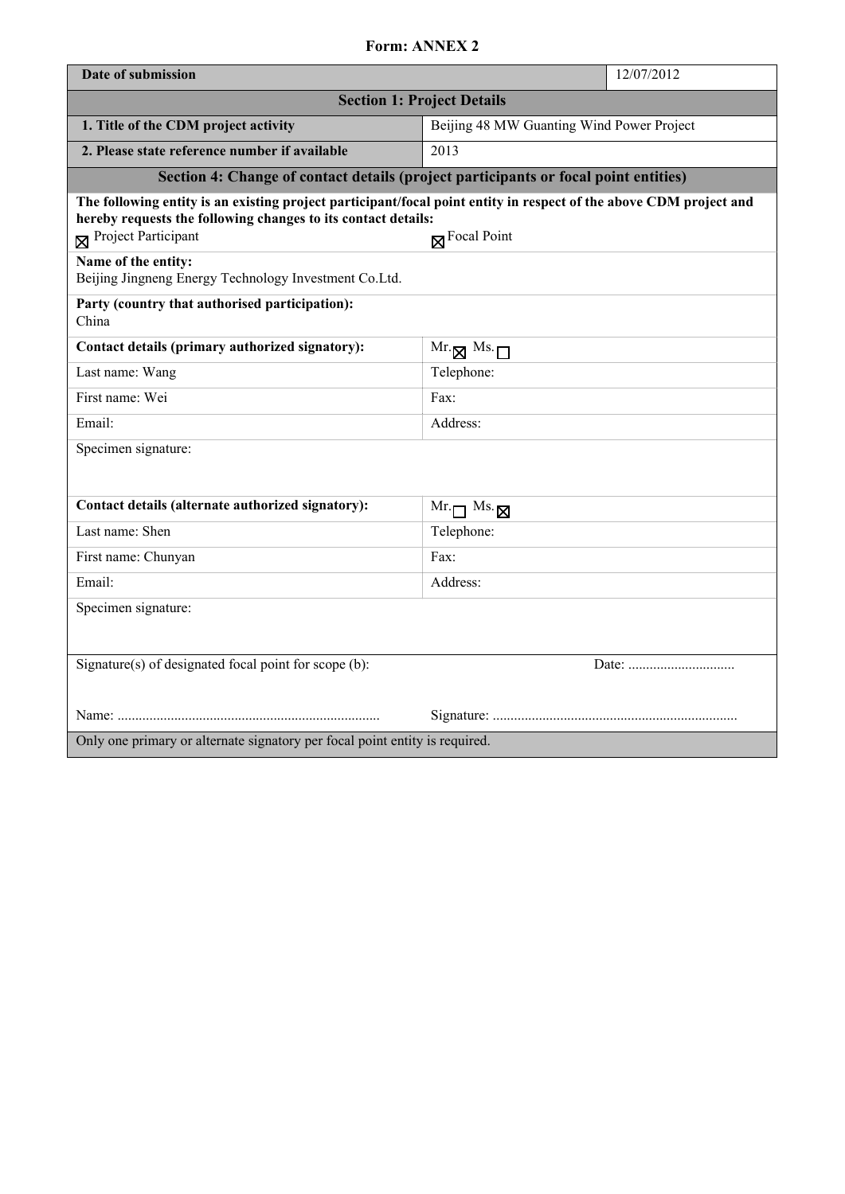**Form: ANNEX 2**

| **Date of submission** | | 12/07/2012 |
|---|---|---|
| **Section 1: Project Details** | | |
| **1. Title of the CDM project activity** | Beijing 48 MW Guanting Wind Power Project | |
| **2. Please state reference number if available** | 2013 | |

**Section 4: Change of contact details (project participants or focal point entities)**

**The following entity is an existing project participant/focal point entity in respect of the above CDM project and hereby requests the following changes to its contact details:**

☒ Project Participant ☒ Focal Point

**Name of the entity:**
Beijing Jingneng Energy Technology Investment Co.Ltd.

**Party (country that authorised participation):**
China

| **Contact details (primary authorized signatory):** | Mr. ☒ Ms. ☐ |
|---|---|
| Last name: Wang | Telephone: |
| First name: Wei | Fax: |
| Email: | Address: |

Specimen signature:

| **Contact details (alternate authorized signatory):** | Mr. ☐ Ms. ☒ |
|---|---|
| Last name: Shen | Telephone: |
| First name: Chunyan | Fax: |
| Email: | Address: |

Specimen signature:

Signature(s) of designated focal point for scope (b): Date: .............................

Name: ......................................................................... Signature: ....................................................................

Only one primary or alternate signatory per focal point entity is required.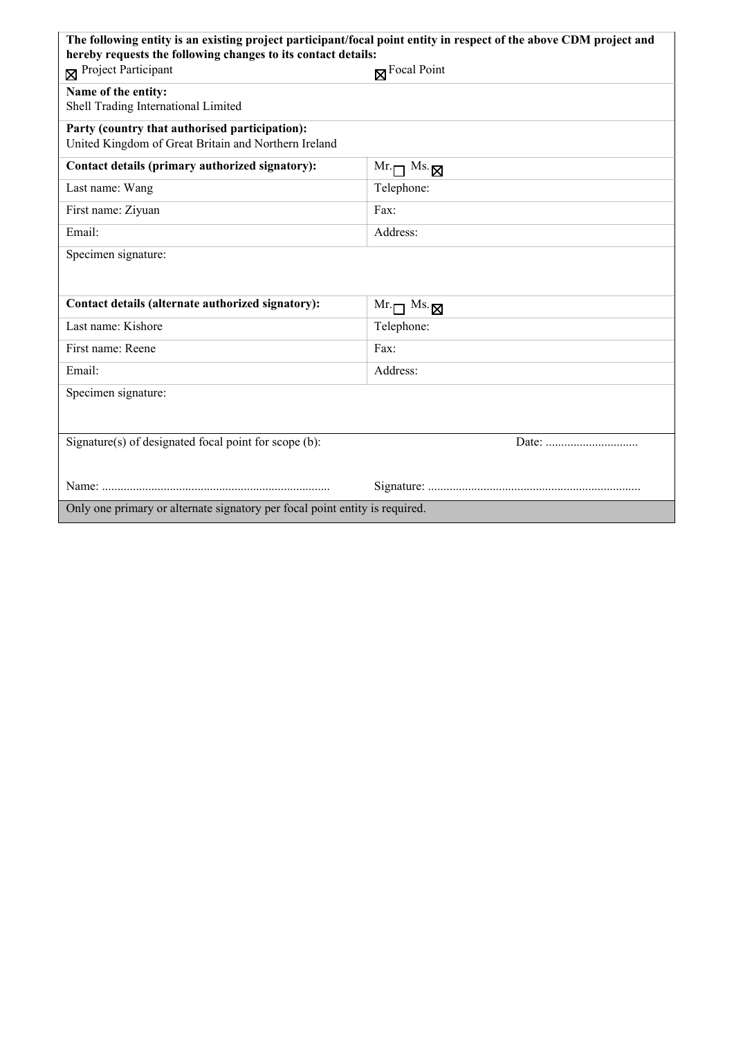| | |
|---|---|
| **The following entity is an existing project participant/focal point entity in respect of the above CDM project and hereby requests the following changes to its contact details:** | |
| ☒ Project Participant | ☒ Focal Point |
| **Name of the entity:**<br>Shell Trading International Limited | |
| **Party (country that authorised participation):**<br>United Kingdom of Great Britain and Northern Ireland | |
| **Contact details (primary authorized signatory):** | Mr. ☐ Ms. ☒ |
| Last name: Wang | Telephone: |
| First name: Ziyuan | Fax: |
| Email: | Address: |
| Specimen signature: | |
| **Contact details (alternate authorized signatory):** | Mr. ☐ Ms. ☒ |
| Last name: Kishore | Telephone: |
| First name: Reene | Fax: |
| Email: | Address: |
| Specimen signature: | |
| Signature(s) of designated focal point for scope (b): | Date: .............................. |
| Name: .......................................................................... | Signature: .................................................................... |
| Only one primary or alternate signatory per focal point entity is required. | |